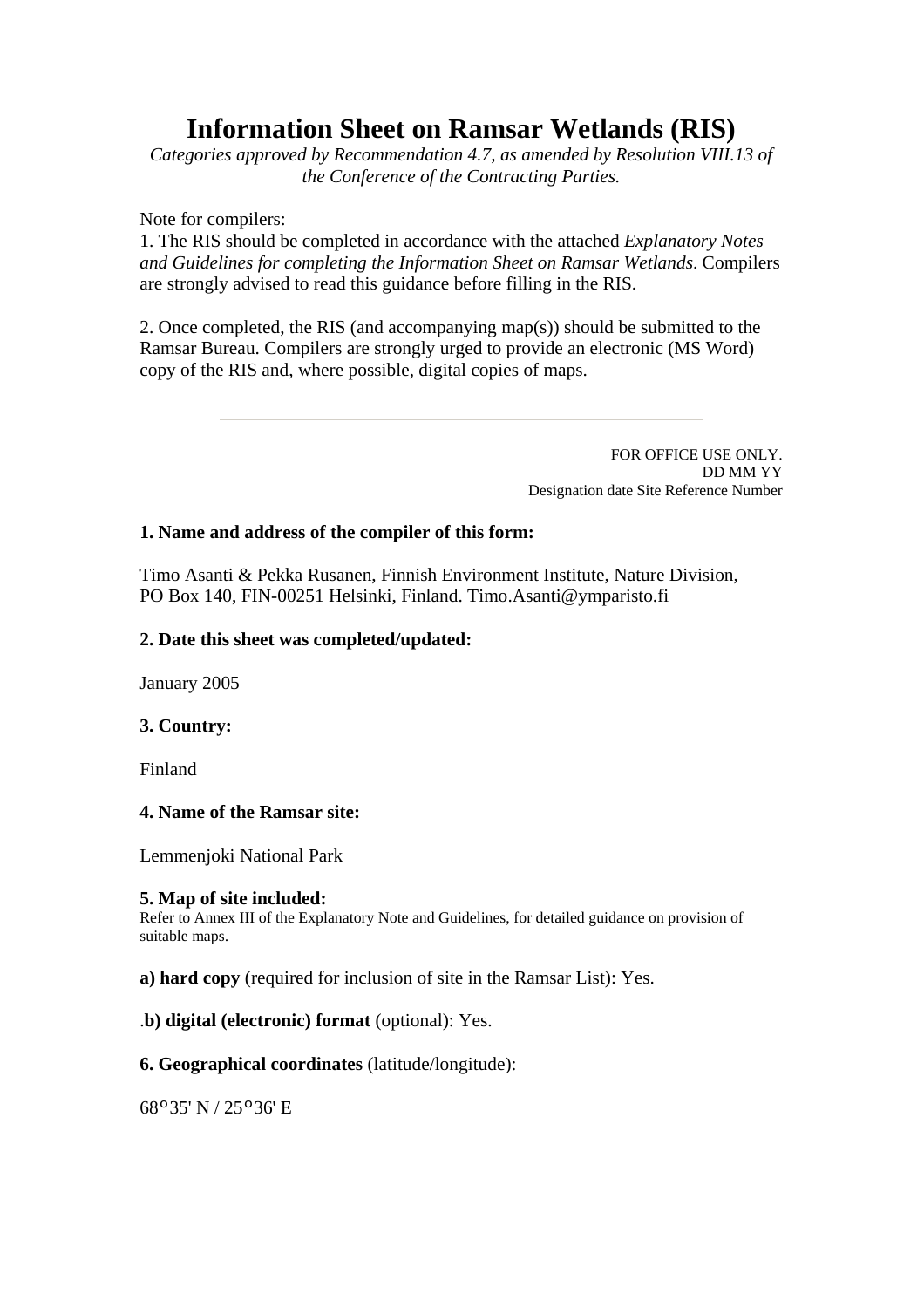# Information Sheet on Ramsar Wetlands (RIS)

*Categories approved by Recommendation 4.7, as amended by Resolution VIII.13 of the Conference of the Contracting Parties.*

Note for compilers:

1. The RIS should be completed in accordance with the attached *Explanatory Notes and Guidelines for completing the Information Sheet on Ramsar Wetlands*. Compilers are strongly advised to read this guidance before filling in the RIS.

2. Once completed, the RIS (and accompanying map(s)) should be submitted to the Ramsar Bureau. Compilers are strongly urged to provide an electronic (MS Word) copy of the RIS and, where possible, digital copies of maps.

---

FOR OFFICE USE ONLY.
DD MM YY
Designation date Site Reference Number

**1. Name and address of the compiler of this form:**

Timo Asanti & Pekka Rusanen, Finnish Environment Institute, Nature Division, PO Box 140, FIN-00251 Helsinki, Finland. Timo.Asanti@ymparisto.fi

**2. Date this sheet was completed/updated:**

January 2005

**3. Country:**

Finland

**4. Name of the Ramsar site:**

Lemmenjoki National Park

**5. Map of site included:**
Refer to Annex III of the Explanatory Note and Guidelines, for detailed guidance on provision of suitable maps.

**a) hard copy** (required for inclusion of site in the Ramsar List): Yes.

.**b) digital (electronic) format** (optional): Yes.

**6. Geographical coordinates** (latitude/longitude):

68°35' N / 25°36' E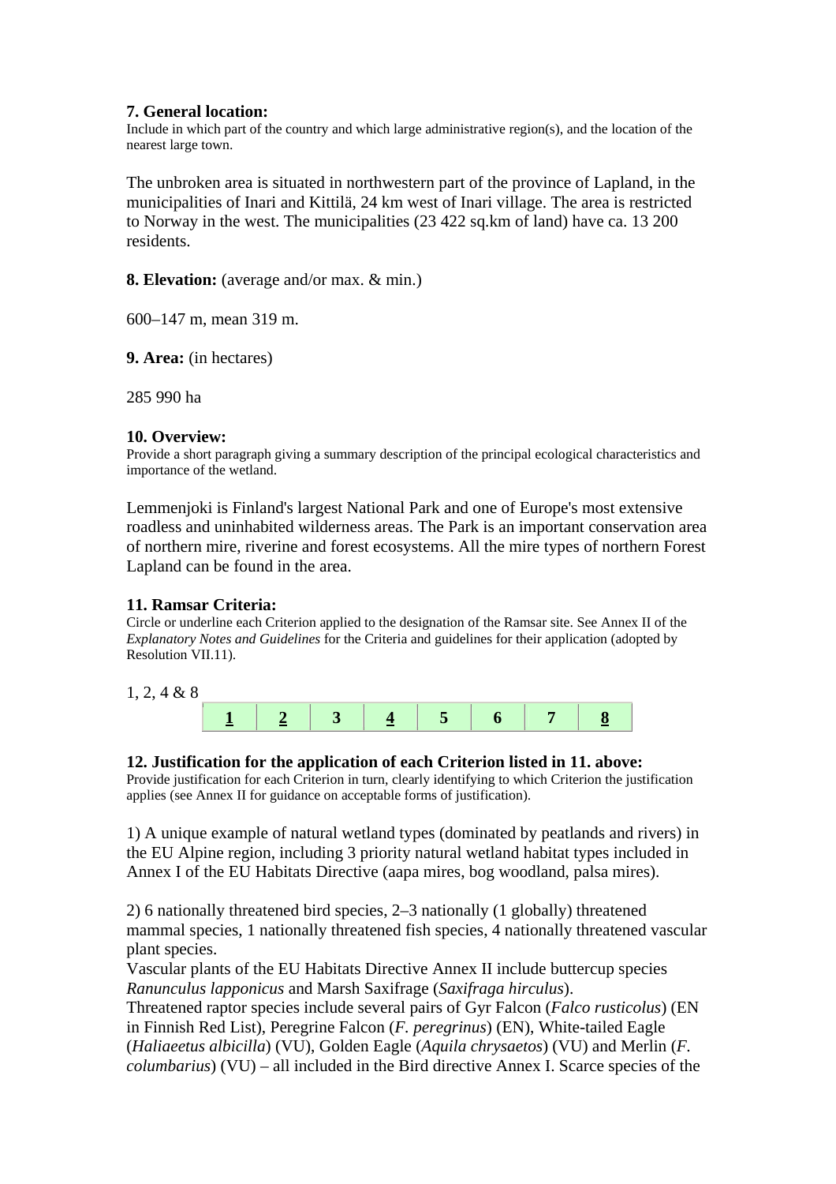**7. General location:**
Include in which part of the country and which large administrative region(s), and the location of the nearest large town.

The unbroken area is situated in northwestern part of the province of Lapland, in the municipalities of Inari and Kittilä, 24 km west of Inari village. The area is restricted to Norway in the west. The municipalities (23 422 sq.km of land) have ca. 13 200 residents.

**8. Elevation:** (average and/or max. & min.)

600–147 m, mean 319 m.

**9. Area:** (in hectares)

285 990 ha

**10. Overview:**
Provide a short paragraph giving a summary description of the principal ecological characteristics and importance of the wetland.

Lemmenjoki is Finland's largest National Park and one of Europe's most extensive roadless and uninhabited wilderness areas. The Park is an important conservation area of northern mire, riverine and forest ecosystems. All the mire types of northern Forest Lapland can be found in the area.

**11. Ramsar Criteria:**
Circle or underline each Criterion applied to the designation of the Ramsar site. See Annex II of the *Explanatory Notes and Guidelines* for the Criteria and guidelines for their application (adopted by Resolution VII.11).

1, 2, 4 & 8

| <u>1</u> | <u>2</u> | 3 | <u>4</u> | 5 | 6 | 7 | <u>8</u> |
|---|---|---|---|---|---|---|---|

**12. Justification for the application of each Criterion listed in 11. above:**
Provide justification for each Criterion in turn, clearly identifying to which Criterion the justification applies (see Annex II for guidance on acceptable forms of justification).

1) A unique example of natural wetland types (dominated by peatlands and rivers) in the EU Alpine region, including 3 priority natural wetland habitat types included in Annex I of the EU Habitats Directive (aapa mires, bog woodland, palsa mires).

2) 6 nationally threatened bird species, 2–3 nationally (1 globally) threatened mammal species, 1 nationally threatened fish species, 4 nationally threatened vascular plant species.
Vascular plants of the EU Habitats Directive Annex II include buttercup species *Ranunculus lapponicus* and Marsh Saxifrage (*Saxifraga hirculus*).
Threatened raptor species include several pairs of Gyr Falcon (*Falco rusticolus*) (EN in Finnish Red List), Peregrine Falcon (*F. peregrinus*) (EN), White-tailed Eagle (*Haliaeetus albicilla*) (VU), Golden Eagle (*Aquila chrysaetos*) (VU) and Merlin (*F. columbarius*) (VU) – all included in the Bird directive Annex I. Scarce species of the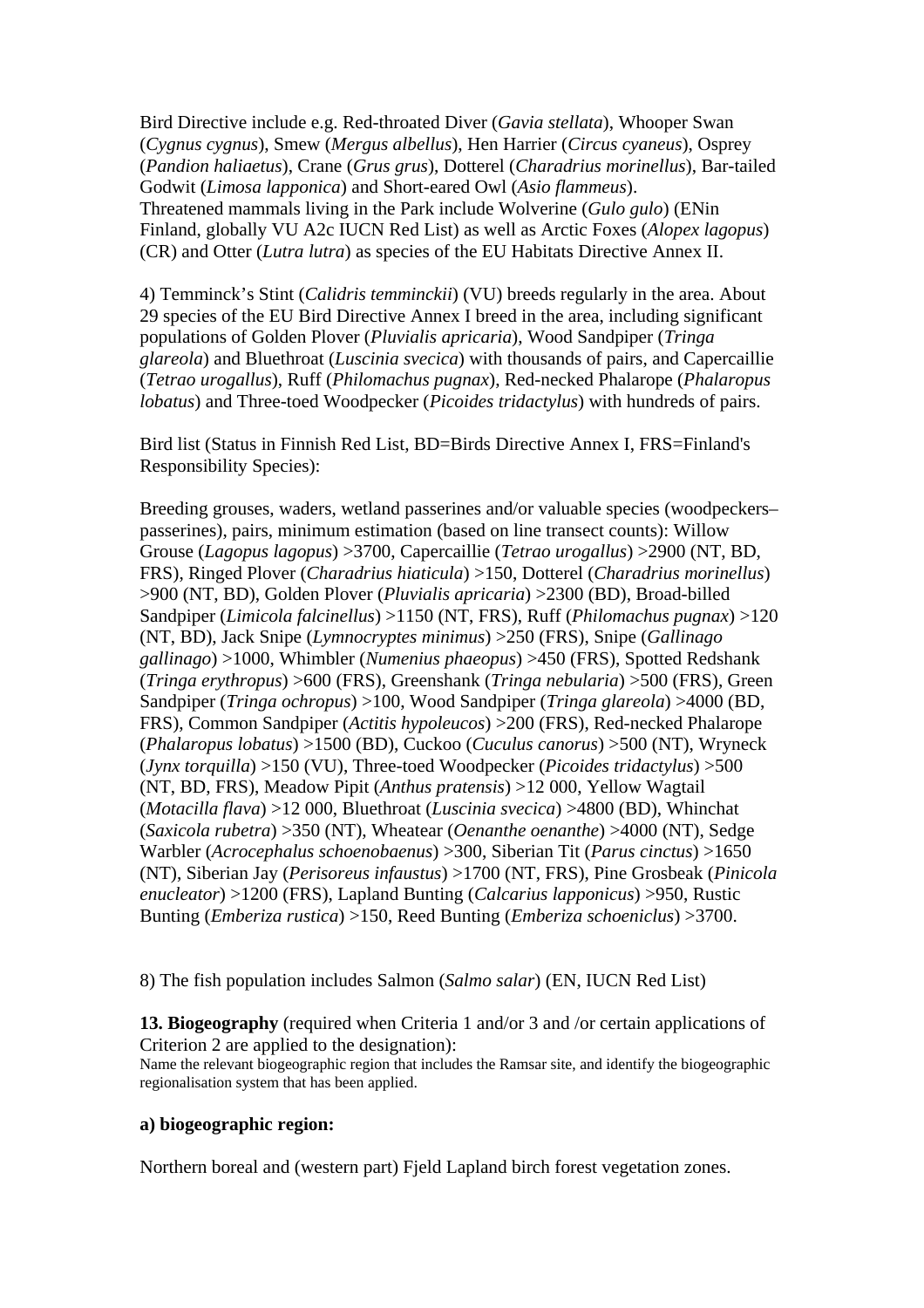Bird Directive include e.g. Red-throated Diver (*Gavia stellata*), Whooper Swan (*Cygnus cygnus*), Smew (*Mergus albellus*), Hen Harrier (*Circus cyaneus*), Osprey (*Pandion haliaetus*), Crane (*Grus grus*), Dotterel (*Charadrius morinellus*), Bar-tailed Godwit (*Limosa lapponica*) and Short-eared Owl (*Asio flammeus*).
Threatened mammals living in the Park include Wolverine (*Gulo gulo*) (ENin Finland, globally VU A2c IUCN Red List) as well as Arctic Foxes (*Alopex lagopus*) (CR) and Otter (*Lutra lutra*) as species of the EU Habitats Directive Annex II.

4) Temminck's Stint (*Calidris temminckii*) (VU) breeds regularly in the area. About 29 species of the EU Bird Directive Annex I breed in the area, including significant populations of Golden Plover (*Pluvialis apricaria*), Wood Sandpiper (*Tringa glareola*) and Bluethroat (*Luscinia svecica*) with thousands of pairs, and Capercaillie (*Tetrao urogallus*), Ruff (*Philomachus pugnax*), Red-necked Phalarope (*Phalaropus lobatus*) and Three-toed Woodpecker (*Picoides tridactylus*) with hundreds of pairs.

Bird list (Status in Finnish Red List, BD=Birds Directive Annex I, FRS=Finland's Responsibility Species):

Breeding grouses, waders, wetland passerines and/or valuable species (woodpeckers–passerines), pairs, minimum estimation (based on line transect counts): Willow Grouse (*Lagopus lagopus*) >3700, Capercaillie (*Tetrao urogallus*) >2900 (NT, BD, FRS), Ringed Plover (*Charadrius hiaticula*) >150, Dotterel (*Charadrius morinellus*) >900 (NT, BD), Golden Plover (*Pluvialis apricaria*) >2300 (BD), Broad-billed Sandpiper (*Limicola falcinellus*) >1150 (NT, FRS), Ruff (*Philomachus pugnax*) >120 (NT, BD), Jack Snipe (*Lymnocryptes minimus*) >250 (FRS), Snipe (*Gallinago gallinago*) >1000, Whimbler (*Numenius phaeopus*) >450 (FRS), Spotted Redshank (*Tringa erythropus*) >600 (FRS), Greenshank (*Tringa nebularia*) >500 (FRS), Green Sandpiper (*Tringa ochropus*) >100, Wood Sandpiper (*Tringa glareola*) >4000 (BD, FRS), Common Sandpiper (*Actitis hypoleucos*) >200 (FRS), Red-necked Phalarope (*Phalaropus lobatus*) >1500 (BD), Cuckoo (*Cuculus canorus*) >500 (NT), Wryneck (*Jynx torquilla*) >150 (VU), Three-toed Woodpecker (*Picoides tridactylus*) >500 (NT, BD, FRS), Meadow Pipit (*Anthus pratensis*) >12 000, Yellow Wagtail (*Motacilla flava*) >12 000, Bluethroat (*Luscinia svecica*) >4800 (BD), Whinchat (*Saxicola rubetra*) >350 (NT), Wheatear (*Oenanthe oenanthe*) >4000 (NT), Sedge Warbler (*Acrocephalus schoenobaenus*) >300, Siberian Tit (*Parus cinctus*) >1650 (NT), Siberian Jay (*Perisoreus infaustus*) >1700 (NT, FRS), Pine Grosbeak (*Pinicola enucleator*) >1200 (FRS), Lapland Bunting (*Calcarius lapponicus*) >950, Rustic Bunting (*Emberiza rustica*) >150, Reed Bunting (*Emberiza schoeniclus*) >3700.

8) The fish population includes Salmon (*Salmo salar*) (EN, IUCN Red List)

**13. Biogeography** (required when Criteria 1 and/or 3 and /or certain applications of Criterion 2 are applied to the designation):
Name the relevant biogeographic region that includes the Ramsar site, and identify the biogeographic regionalisation system that has been applied.

**a) biogeographic region:**

Northern boreal and (western part) Fjeld Lapland birch forest vegetation zones.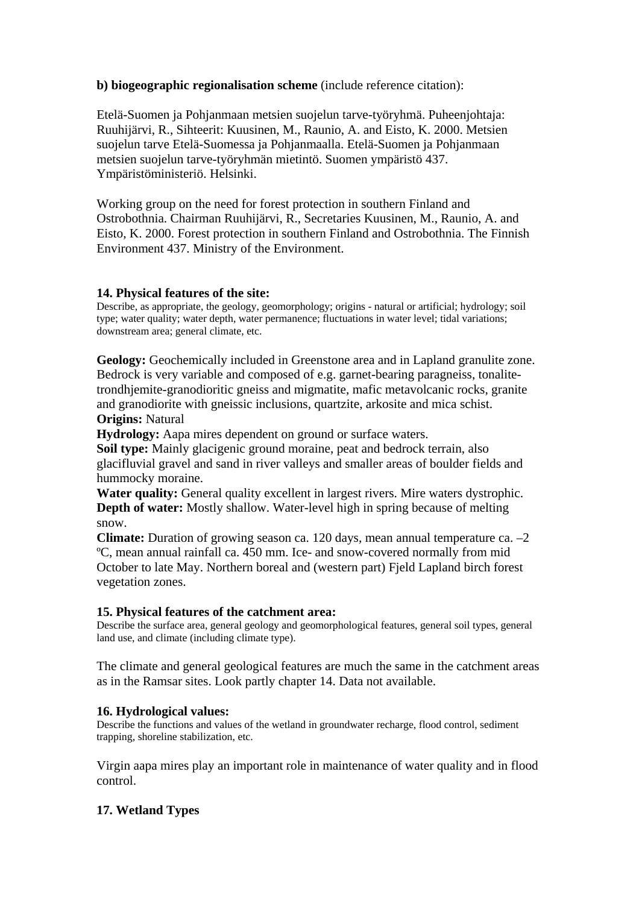**b) biogeographic regionalisation scheme** (include reference citation):

Etelä-Suomen ja Pohjanmaan metsien suojelun tarve-työryhmä. Puheenjohtaja: Ruuhijärvi, R., Sihteerit: Kuusinen, M., Raunio, A. and Eisto, K. 2000. Metsien suojelun tarve Etelä-Suomessa ja Pohjanmaalla. Etelä-Suomen ja Pohjanmaan metsien suojelun tarve-työryhmän mietintö. Suomen ympäristö 437. Ympäristöministeriö. Helsinki.

Working group on the need for forest protection in southern Finland and Ostrobothnia. Chairman Ruuhijärvi, R., Secretaries Kuusinen, M., Raunio, A. and Eisto, K. 2000. Forest protection in southern Finland and Ostrobothnia. The Finnish Environment 437. Ministry of the Environment.

**14. Physical features of the site:**

Describe, as appropriate, the geology, geomorphology; origins - natural or artificial; hydrology; soil type; water quality; water depth, water permanence; fluctuations in water level; tidal variations; downstream area; general climate, etc.

**Geology:** Geochemically included in Greenstone area and in Lapland granulite zone. Bedrock is very variable and composed of e.g. garnet-bearing paragneiss, tonalite-trondhjemite-granodioritic gneiss and migmatite, mafic metavolcanic rocks, granite and granodiorite with gneissic inclusions, quartzite, arkosite and mica schist.
**Origins:** Natural
**Hydrology:** Aapa mires dependent on ground or surface waters.
**Soil type:** Mainly glacigenic ground moraine, peat and bedrock terrain, also glacifluvial gravel and sand in river valleys and smaller areas of boulder fields and hummocky moraine.
**Water quality:** General quality excellent in largest rivers. Mire waters dystrophic.
**Depth of water:** Mostly shallow. Water-level high in spring because of melting snow.
**Climate:** Duration of growing season ca. 120 days, mean annual temperature ca. –2 ºC, mean annual rainfall ca. 450 mm. Ice- and snow-covered normally from mid October to late May. Northern boreal and (western part) Fjeld Lapland birch forest vegetation zones.

**15. Physical features of the catchment area:**

Describe the surface area, general geology and geomorphological features, general soil types, general land use, and climate (including climate type).

The climate and general geological features are much the same in the catchment areas as in the Ramsar sites. Look partly chapter 14. Data not available.

**16. Hydrological values:**

Describe the functions and values of the wetland in groundwater recharge, flood control, sediment trapping, shoreline stabilization, etc.

Virgin aapa mires play an important role in maintenance of water quality and in flood control.

**17. Wetland Types**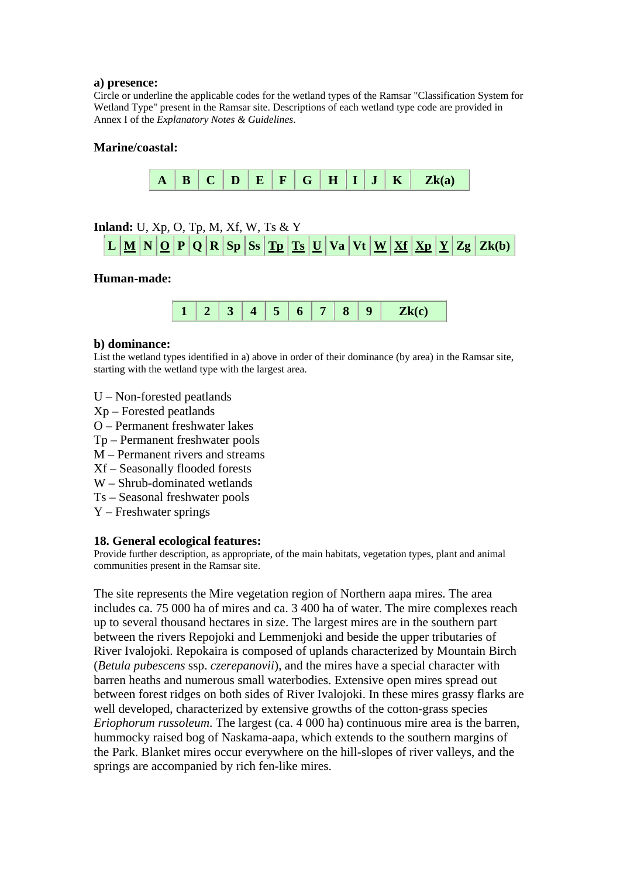**a) presence:**

Circle or underline the applicable codes for the wetland types of the Ramsar "Classification System for Wetland Type" present in the Ramsar site. Descriptions of each wetland type code are provided in Annex I of the *Explanatory Notes & Guidelines*.

**Marine/coastal:**

| A | B | C | D | E | F | G | H | I | J | K | Zk(a) |
|---|---|---|---|---|---|---|---|---|---|---|---|

**Inland:** U, Xp, O, Tp, M, Xf, W, Ts & Y

| L | **M** | N | **O** | P | Q | R | Sp | Ss | **Tp** | **Ts** | **U** | Va | Vt | **W** | **Xf** | **Xp** | **Y** | Zg | Zk(b) |
|---|---|---|---|---|---|---|---|---|---|---|---|---|---|---|---|---|---|---|---|

**Human-made:**

| 1 | 2 | 3 | 4 | 5 | 6 | 7 | 8 | 9 | Zk(c) |
|---|---|---|---|---|---|---|---|---|---|

**b) dominance:**

List the wetland types identified in a) above in order of their dominance (by area) in the Ramsar site, starting with the wetland type with the largest area.

U – Non-forested peatlands
Xp – Forested peatlands
O – Permanent freshwater lakes
Tp – Permanent freshwater pools
M – Permanent rivers and streams
Xf – Seasonally flooded forests
W – Shrub-dominated wetlands
Ts – Seasonal freshwater pools
Y – Freshwater springs

**18. General ecological features:**

Provide further description, as appropriate, of the main habitats, vegetation types, plant and animal communities present in the Ramsar site.

The site represents the Mire vegetation region of Northern aapa mires. The area includes ca. 75 000 ha of mires and ca. 3 400 ha of water. The mire complexes reach up to several thousand hectares in size. The largest mires are in the southern part between the rivers Repojoki and Lemmenjoki and beside the upper tributaries of River Ivalojoki. Repokaira is composed of uplands characterized by Mountain Birch (*Betula pubescens* ssp. *czerepanovii*), and the mires have a special character with barren heaths and numerous small waterbodies. Extensive open mires spread out between forest ridges on both sides of River Ivalojoki. In these mires grassy flarks are well developed, characterized by extensive growths of the cotton-grass species *Eriophorum russoleum*. The largest (ca. 4 000 ha) continuous mire area is the barren, hummocky raised bog of Naskama-aapa, which extends to the southern margins of the Park. Blanket mires occur everywhere on the hill-slopes of river valleys, and the springs are accompanied by rich fen-like mires.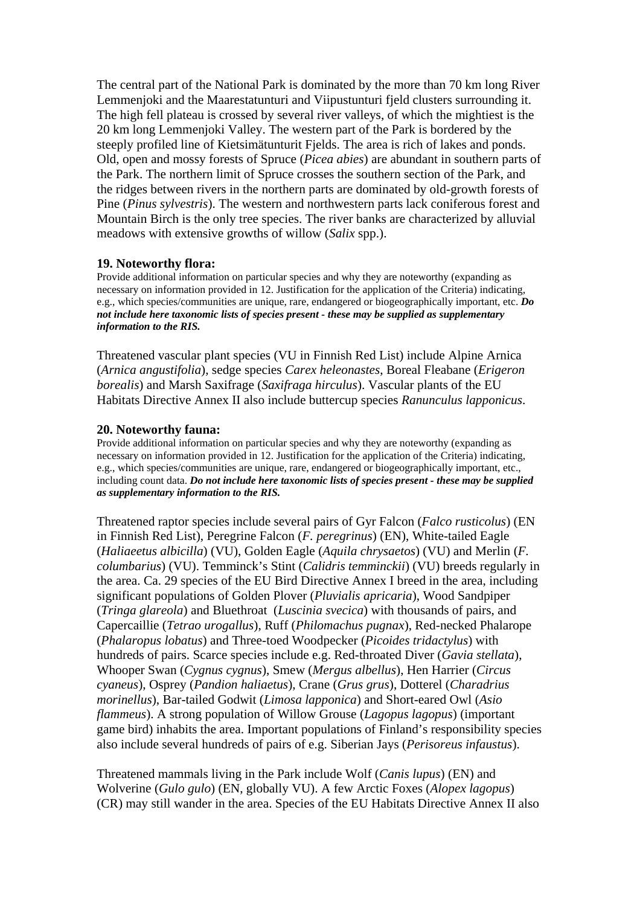The central part of the National Park is dominated by the more than 70 km long River Lemmenjoki and the Maarestatunturi and Viipustunturi fjeld clusters surrounding it. The high fell plateau is crossed by several river valleys, of which the mightiest is the 20 km long Lemmenjoki Valley. The western part of the Park is bordered by the steeply profiled line of Kietsimätunturit Fjelds. The area is rich of lakes and ponds. Old, open and mossy forests of Spruce (*Picea abies*) are abundant in southern parts of the Park. The northern limit of Spruce crosses the southern section of the Park, and the ridges between rivers in the northern parts are dominated by old-growth forests of Pine (*Pinus sylvestris*). The western and northwestern parts lack coniferous forest and Mountain Birch is the only tree species. The river banks are characterized by alluvial meadows with extensive growths of willow (*Salix* spp.).

**19. Noteworthy flora:**

Provide additional information on particular species and why they are noteworthy (expanding as necessary on information provided in 12. Justification for the application of the Criteria) indicating, e.g., which species/communities are unique, rare, endangered or biogeographically important, etc. ***Do not include here taxonomic lists of species present - these may be supplied as supplementary information to the RIS.***

Threatened vascular plant species (VU in Finnish Red List) include Alpine Arnica (*Arnica angustifolia*), sedge species *Carex heleonastes*, Boreal Fleabane (*Erigeron borealis*) and Marsh Saxifrage (*Saxifraga hirculus*). Vascular plants of the EU Habitats Directive Annex II also include buttercup species *Ranunculus lapponicus*.

**20. Noteworthy fauna:**

Provide additional information on particular species and why they are noteworthy (expanding as necessary on information provided in 12. Justification for the application of the Criteria) indicating, e.g., which species/communities are unique, rare, endangered or biogeographically important, etc., including count data. ***Do not include here taxonomic lists of species present - these may be supplied as supplementary information to the RIS.***

Threatened raptor species include several pairs of Gyr Falcon (*Falco rusticolus*) (EN in Finnish Red List), Peregrine Falcon (*F. peregrinus*) (EN), White-tailed Eagle (*Haliaeetus albicilla*) (VU), Golden Eagle (*Aquila chrysaetos*) (VU) and Merlin (*F. columbarius*) (VU). Temminck's Stint (*Calidris temminckii*) (VU) breeds regularly in the area. Ca. 29 species of the EU Bird Directive Annex I breed in the area, including significant populations of Golden Plover (*Pluvialis apricaria*), Wood Sandpiper (*Tringa glareola*) and Bluethroat (*Luscinia svecica*) with thousands of pairs, and Capercaillie (*Tetrao urogallus*), Ruff (*Philomachus pugnax*), Red-necked Phalarope (*Phalaropus lobatus*) and Three-toed Woodpecker (*Picoides tridactylus*) with hundreds of pairs. Scarce species include e.g. Red-throated Diver (*Gavia stellata*), Whooper Swan (*Cygnus cygnus*), Smew (*Mergus albellus*), Hen Harrier (*Circus cyaneus*), Osprey (*Pandion haliaetus*), Crane (*Grus grus*), Dotterel (*Charadrius morinellus*), Bar-tailed Godwit (*Limosa lapponica*) and Short-eared Owl (*Asio flammeus*). A strong population of Willow Grouse (*Lagopus lagopus*) (important game bird) inhabits the area. Important populations of Finland's responsibility species also include several hundreds of pairs of e.g. Siberian Jays (*Perisoreus infaustus*).

Threatened mammals living in the Park include Wolf (*Canis lupus*) (EN) and Wolverine (*Gulo gulo*) (EN, globally VU). A few Arctic Foxes (*Alopex lagopus*) (CR) may still wander in the area. Species of the EU Habitats Directive Annex II also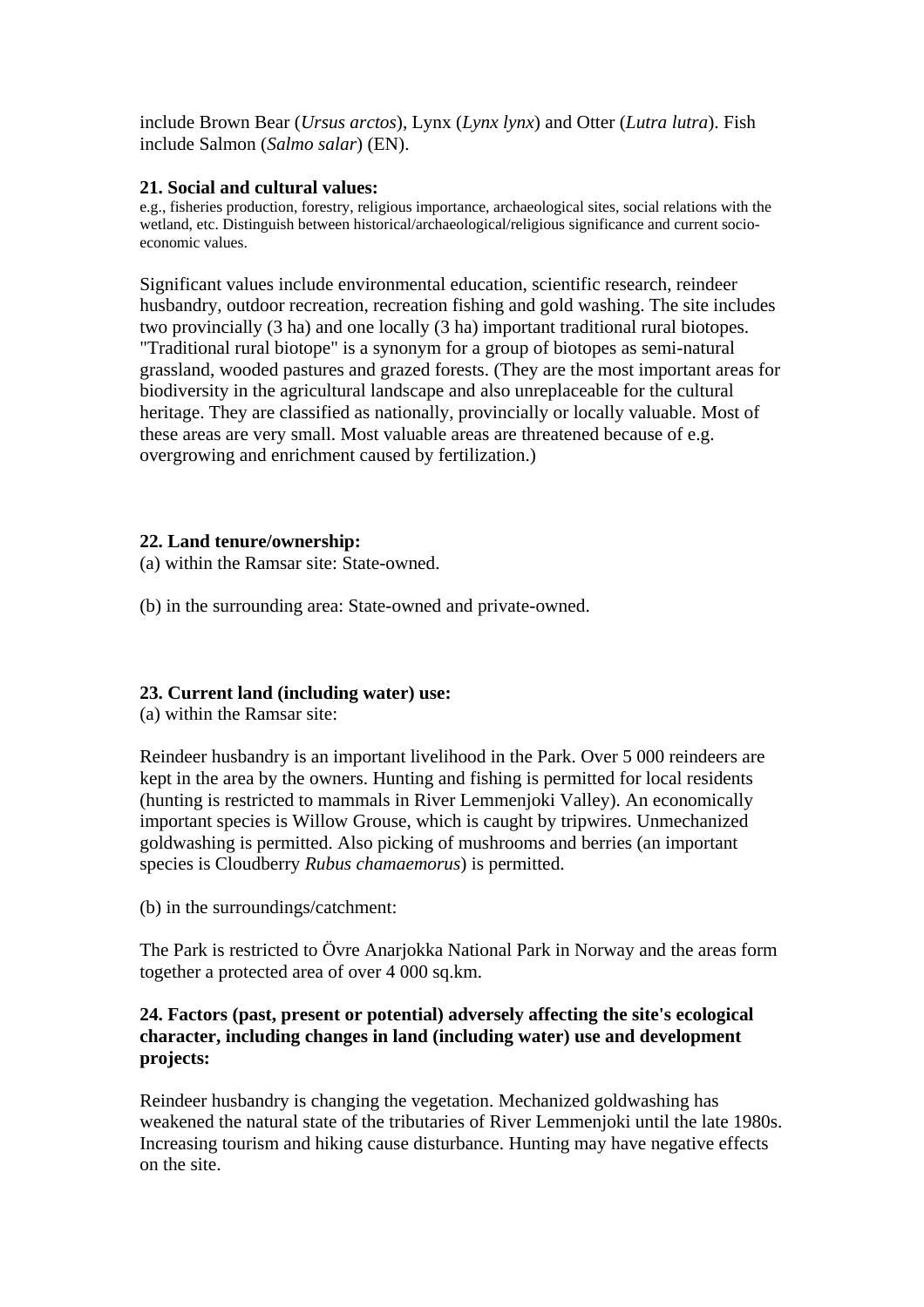include Brown Bear (*Ursus arctos*), Lynx (*Lynx lynx*) and Otter (*Lutra lutra*). Fish include Salmon (*Salmo salar*) (EN).

**21. Social and cultural values:**

e.g., fisheries production, forestry, religious importance, archaeological sites, social relations with the wetland, etc. Distinguish between historical/archaeological/religious significance and current socio-economic values.

Significant values include environmental education, scientific research, reindeer husbandry, outdoor recreation, recreation fishing and gold washing. The site includes two provincially (3 ha) and one locally (3 ha) important traditional rural biotopes. "Traditional rural biotope" is a synonym for a group of biotopes as semi-natural grassland, wooded pastures and grazed forests. (They are the most important areas for biodiversity in the agricultural landscape and also unreplaceable for the cultural heritage. They are classified as nationally, provincially or locally valuable. Most of these areas are very small. Most valuable areas are threatened because of e.g. overgrowing and enrichment caused by fertilization.)

**22. Land tenure/ownership:**

(a) within the Ramsar site: State-owned.

(b) in the surrounding area: State-owned and private-owned.

**23. Current land (including water) use:**

(a) within the Ramsar site:

Reindeer husbandry is an important livelihood in the Park. Over 5 000 reindeers are kept in the area by the owners. Hunting and fishing is permitted for local residents (hunting is restricted to mammals in River Lemmenjoki Valley). An economically important species is Willow Grouse, which is caught by tripwires. Unmechanized goldwashing is permitted. Also picking of mushrooms and berries (an important species is Cloudberry *Rubus chamaemorus*) is permitted.

(b) in the surroundings/catchment:

The Park is restricted to Övre Anarjokka National Park in Norway and the areas form together a protected area of over 4 000 sq.km.

**24. Factors (past, present or potential) adversely affecting the site's ecological character, including changes in land (including water) use and development projects:**

Reindeer husbandry is changing the vegetation. Mechanized goldwashing has weakened the natural state of the tributaries of River Lemmenjoki until the late 1980s. Increasing tourism and hiking cause disturbance. Hunting may have negative effects on the site.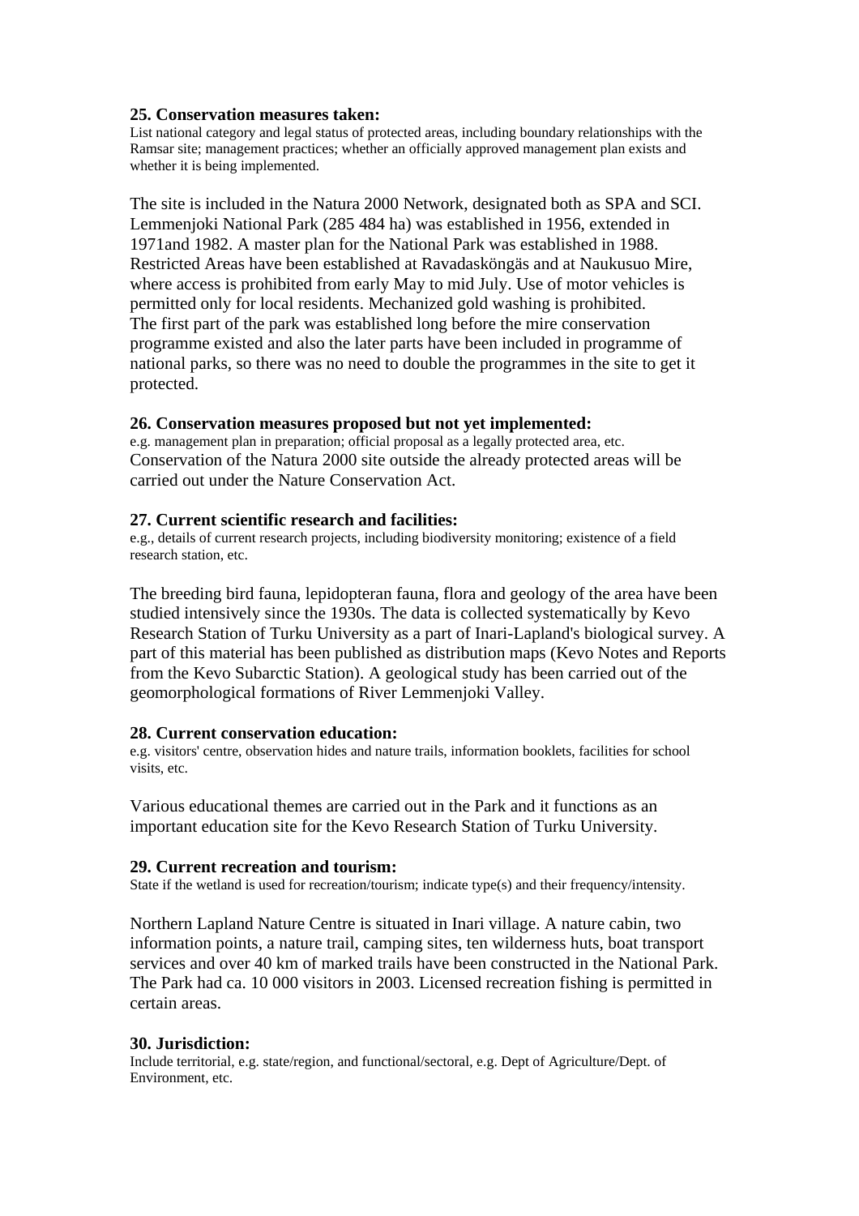**25. Conservation measures taken:**

List national category and legal status of protected areas, including boundary relationships with the Ramsar site; management practices; whether an officially approved management plan exists and whether it is being implemented.

The site is included in the Natura 2000 Network, designated both as SPA and SCI. Lemmenjoki National Park (285 484 ha) was established in 1956, extended in 1971and 1982. A master plan for the National Park was established in 1988. Restricted Areas have been established at Ravadasköngäs and at Naukusuo Mire, where access is prohibited from early May to mid July. Use of motor vehicles is permitted only for local residents. Mechanized gold washing is prohibited. The first part of the park was established long before the mire conservation programme existed and also the later parts have been included in programme of national parks, so there was no need to double the programmes in the site to get it protected.

**26. Conservation measures proposed but not yet implemented:**

e.g. management plan in preparation; official proposal as a legally protected area, etc.

Conservation of the Natura 2000 site outside the already protected areas will be carried out under the Nature Conservation Act.

**27. Current scientific research and facilities:**

e.g., details of current research projects, including biodiversity monitoring; existence of a field research station, etc.

The breeding bird fauna, lepidopteran fauna, flora and geology of the area have been studied intensively since the 1930s. The data is collected systematically by Kevo Research Station of Turku University as a part of Inari-Lapland's biological survey. A part of this material has been published as distribution maps (Kevo Notes and Reports from the Kevo Subarctic Station). A geological study has been carried out of the geomorphological formations of River Lemmenjoki Valley.

**28. Current conservation education:**

e.g. visitors' centre, observation hides and nature trails, information booklets, facilities for school visits, etc.

Various educational themes are carried out in the Park and it functions as an important education site for the Kevo Research Station of Turku University.

**29. Current recreation and tourism:**

State if the wetland is used for recreation/tourism; indicate type(s) and their frequency/intensity.

Northern Lapland Nature Centre is situated in Inari village. A nature cabin, two information points, a nature trail, camping sites, ten wilderness huts, boat transport services and over 40 km of marked trails have been constructed in the National Park. The Park had ca. 10 000 visitors in 2003. Licensed recreation fishing is permitted in certain areas.

**30. Jurisdiction:**

Include territorial, e.g. state/region, and functional/sectoral, e.g. Dept of Agriculture/Dept. of Environment, etc.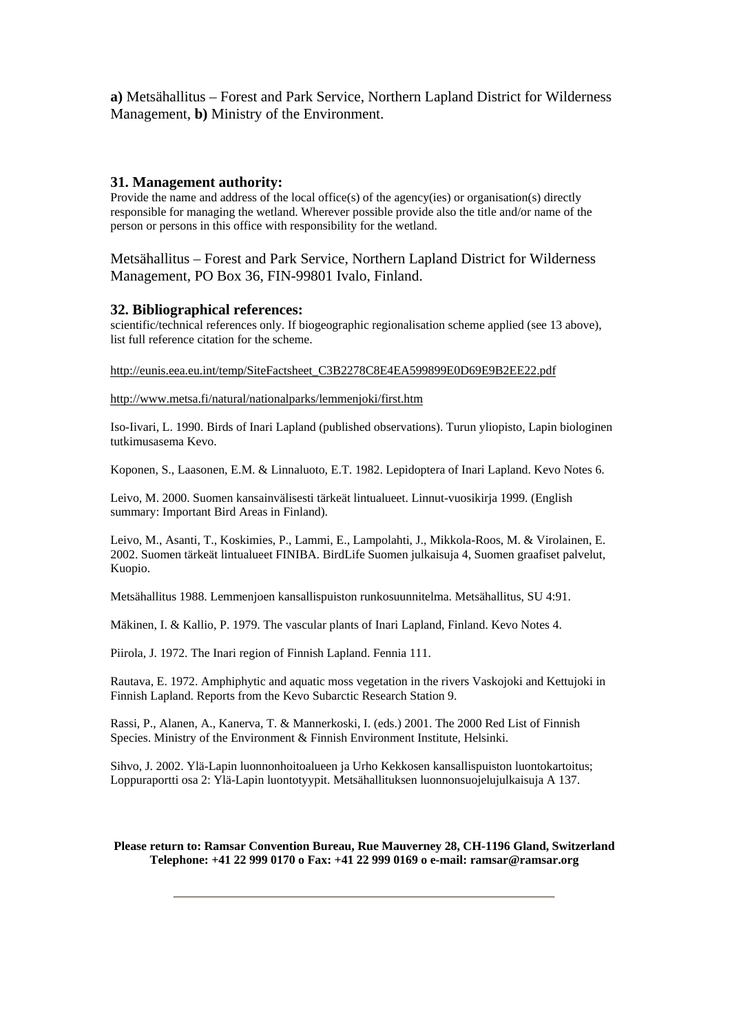**a)** Metsähallitus – Forest and Park Service, Northern Lapland District for Wilderness Management, **b)** Ministry of the Environment.

### 31. Management authority:

Provide the name and address of the local office(s) of the agency(ies) or organisation(s) directly responsible for managing the wetland. Wherever possible provide also the title and/or name of the person or persons in this office with responsibility for the wetland.

Metsähallitus – Forest and Park Service, Northern Lapland District for Wilderness Management, PO Box 36, FIN-99801 Ivalo, Finland.

### 32. Bibliographical references:

scientific/technical references only. If biogeographic regionalisation scheme applied (see 13 above), list full reference citation for the scheme.

http://eunis.eea.eu.int/temp/SiteFactsheet_C3B2278C8E4EA599899E0D69E9B2EE22.pdf

http://www.metsa.fi/natural/nationalparks/lemmenjoki/first.htm

Iso-Iivari, L. 1990. Birds of Inari Lapland (published observations). Turun yliopisto, Lapin biologinen tutkimusasema Kevo.

Koponen, S., Laasonen, E.M. & Linnaluoto, E.T. 1982. Lepidoptera of Inari Lapland. Kevo Notes 6.

Leivo, M. 2000. Suomen kansainvälisesti tärkeät lintualueet. Linnut-vuosikirja 1999. (English summary: Important Bird Areas in Finland).

Leivo, M., Asanti, T., Koskimies, P., Lammi, E., Lampolahti, J., Mikkola-Roos, M. & Virolainen, E. 2002. Suomen tärkeät lintualueet FINIBA. BirdLife Suomen julkaisuja 4, Suomen graafiset palvelut, Kuopio.

Metsähallitus 1988. Lemmenjoen kansallispuiston runkosuunnitelma. Metsähallitus, SU 4:91.

Mäkinen, I. & Kallio, P. 1979. The vascular plants of Inari Lapland, Finland. Kevo Notes 4.

Piirola, J. 1972. The Inari region of Finnish Lapland. Fennia 111.

Rautava, E. 1972. Amphiphytic and aquatic moss vegetation in the rivers Vaskojoki and Kettujoki in Finnish Lapland. Reports from the Kevo Subarctic Research Station 9.

Rassi, P., Alanen, A., Kanerva, T. & Mannerkoski, I. (eds.) 2001. The 2000 Red List of Finnish Species. Ministry of the Environment & Finnish Environment Institute, Helsinki.

Sihvo, J. 2002. Ylä-Lapin luonnonhoitoalueen ja Urho Kekkosen kansallispuiston luontokartoitus; Loppuraportti osa 2: Ylä-Lapin luontotyypit. Metsähallituksen luonnonsuojelujulkaisuja A 137.

**Please return to: Ramsar Convention Bureau, Rue Mauverney 28, CH-1196 Gland, Switzerland Telephone: +41 22 999 0170 o Fax: +41 22 999 0169 o e-mail: ramsar@ramsar.org**